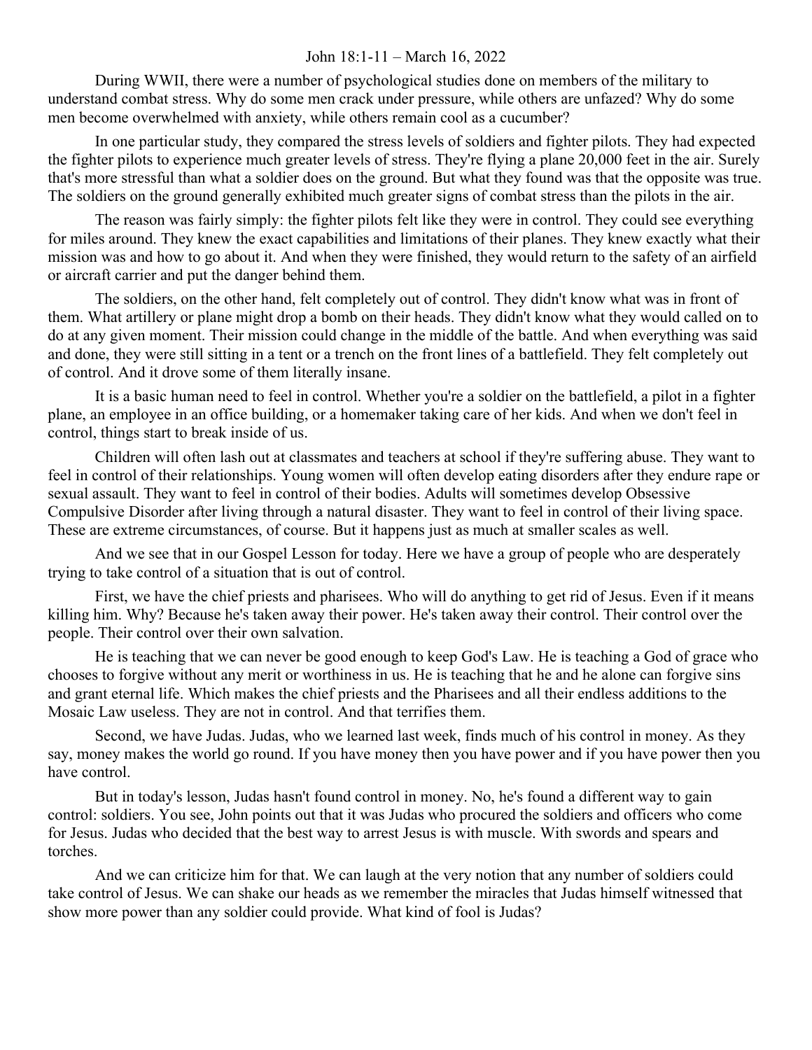John 18:1-11 – March 16, 2022

During WWII, there were a number of psychological studies done on members of the military to understand combat stress. Why do some men crack under pressure, while others are unfazed? Why do some men become overwhelmed with anxiety, while others remain cool as a cucumber?

In one particular study, they compared the stress levels of soldiers and fighter pilots. They had expected the fighter pilots to experience much greater levels of stress. They're flying a plane 20,000 feet in the air. Surely that's more stressful than what a soldier does on the ground. But what they found was that the opposite was true. The soldiers on the ground generally exhibited much greater signs of combat stress than the pilots in the air.

The reason was fairly simply: the fighter pilots felt like they were in control. They could see everything for miles around. They knew the exact capabilities and limitations of their planes. They knew exactly what their mission was and how to go about it. And when they were finished, they would return to the safety of an airfield or aircraft carrier and put the danger behind them.

The soldiers, on the other hand, felt completely out of control. They didn't know what was in front of them. What artillery or plane might drop a bomb on their heads. They didn't know what they would called on to do at any given moment. Their mission could change in the middle of the battle. And when everything was said and done, they were still sitting in a tent or a trench on the front lines of a battlefield. They felt completely out of control. And it drove some of them literally insane.

It is a basic human need to feel in control. Whether you're a soldier on the battlefield, a pilot in a fighter plane, an employee in an office building, or a homemaker taking care of her kids. And when we don't feel in control, things start to break inside of us.

Children will often lash out at classmates and teachers at school if they're suffering abuse. They want to feel in control of their relationships. Young women will often develop eating disorders after they endure rape or sexual assault. They want to feel in control of their bodies. Adults will sometimes develop Obsessive Compulsive Disorder after living through a natural disaster. They want to feel in control of their living space. These are extreme circumstances, of course. But it happens just as much at smaller scales as well.

And we see that in our Gospel Lesson for today. Here we have a group of people who are desperately trying to take control of a situation that is out of control.

First, we have the chief priests and pharisees. Who will do anything to get rid of Jesus. Even if it means killing him. Why? Because he's taken away their power. He's taken away their control. Their control over the people. Their control over their own salvation.

He is teaching that we can never be good enough to keep God's Law. He is teaching a God of grace who chooses to forgive without any merit or worthiness in us. He is teaching that he and he alone can forgive sins and grant eternal life. Which makes the chief priests and the Pharisees and all their endless additions to the Mosaic Law useless. They are not in control. And that terrifies them.

Second, we have Judas. Judas, who we learned last week, finds much of his control in money. As they say, money makes the world go round. If you have money then you have power and if you have power then you have control.

But in today's lesson, Judas hasn't found control in money. No, he's found a different way to gain control: soldiers. You see, John points out that it was Judas who procured the soldiers and officers who come for Jesus. Judas who decided that the best way to arrest Jesus is with muscle. With swords and spears and torches.

And we can criticize him for that. We can laugh at the very notion that any number of soldiers could take control of Jesus. We can shake our heads as we remember the miracles that Judas himself witnessed that show more power than any soldier could provide. What kind of fool is Judas?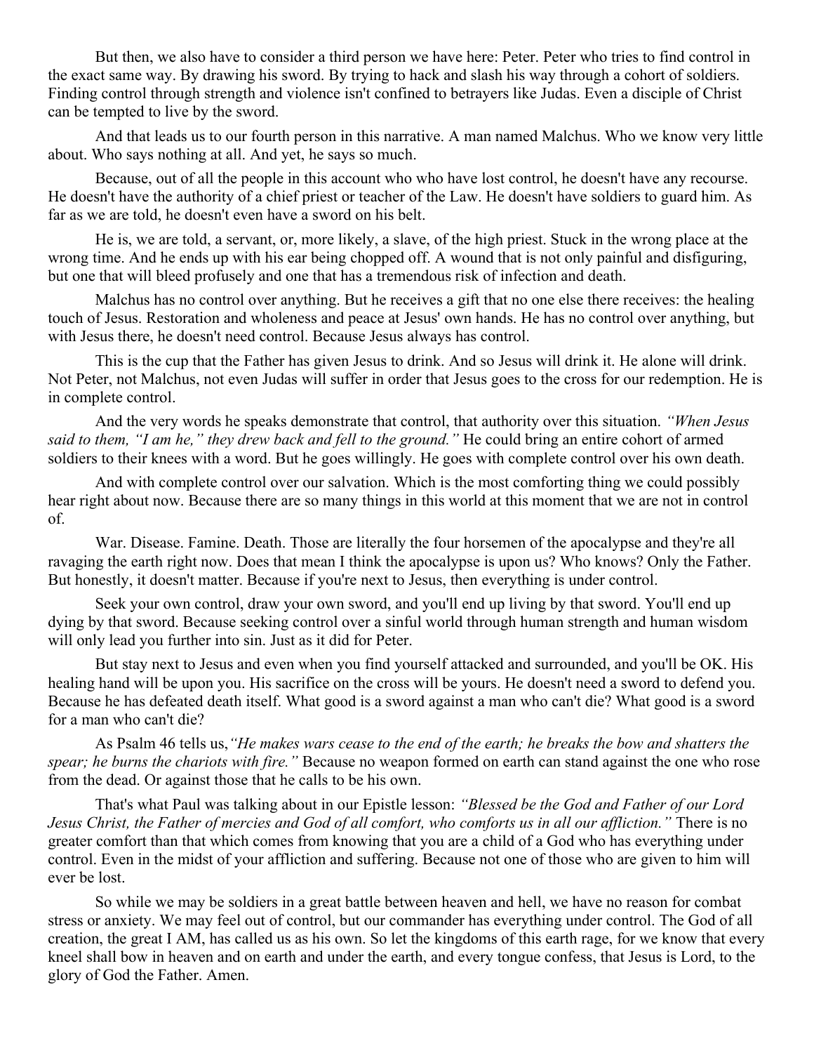But then, we also have to consider a third person we have here: Peter. Peter who tries to find control in the exact same way. By drawing his sword. By trying to hack and slash his way through a cohort of soldiers. Finding control through strength and violence isn't confined to betrayers like Judas. Even a disciple of Christ can be tempted to live by the sword.

And that leads us to our fourth person in this narrative. A man named Malchus. Who we know very little about. Who says nothing at all. And yet, he says so much.

Because, out of all the people in this account who who have lost control, he doesn't have any recourse. He doesn't have the authority of a chief priest or teacher of the Law. He doesn't have soldiers to guard him. As far as we are told, he doesn't even have a sword on his belt.

He is, we are told, a servant, or, more likely, a slave, of the high priest. Stuck in the wrong place at the wrong time. And he ends up with his ear being chopped off. A wound that is not only painful and disfiguring, but one that will bleed profusely and one that has a tremendous risk of infection and death.

Malchus has no control over anything. But he receives a gift that no one else there receives: the healing touch of Jesus. Restoration and wholeness and peace at Jesus' own hands. He has no control over anything, but with Jesus there, he doesn't need control. Because Jesus always has control.

This is the cup that the Father has given Jesus to drink. And so Jesus will drink it. He alone will drink. Not Peter, not Malchus, not even Judas will suffer in order that Jesus goes to the cross for our redemption. He is in complete control.

And the very words he speaks demonstrate that control, that authority over this situation. *"When Jesus said to them, "I am he," they drew back and fell to the ground."* He could bring an entire cohort of armed soldiers to their knees with a word. But he goes willingly. He goes with complete control over his own death.

And with complete control over our salvation. Which is the most comforting thing we could possibly hear right about now. Because there are so many things in this world at this moment that we are not in control of.

War. Disease. Famine. Death. Those are literally the four horsemen of the apocalypse and they're all ravaging the earth right now. Does that mean I think the apocalypse is upon us? Who knows? Only the Father. But honestly, it doesn't matter. Because if you're next to Jesus, then everything is under control.

Seek your own control, draw your own sword, and you'll end up living by that sword. You'll end up dying by that sword. Because seeking control over a sinful world through human strength and human wisdom will only lead you further into sin. Just as it did for Peter.

But stay next to Jesus and even when you find yourself attacked and surrounded, and you'll be OK. His healing hand will be upon you. His sacrifice on the cross will be yours. He doesn't need a sword to defend you. Because he has defeated death itself. What good is a sword against a man who can't die? What good is a sword for a man who can't die?

As Psalm 46 tells us,*"He makes wars cease to the end of the earth; he breaks the bow and shatters the spear; he burns the chariots with fire."* Because no weapon formed on earth can stand against the one who rose from the dead. Or against those that he calls to be his own.

That's what Paul was talking about in our Epistle lesson: *"Blessed be the God and Father of our Lord Jesus Christ, the Father of mercies and God of all comfort, who comforts us in all our affliction."* There is no greater comfort than that which comes from knowing that you are a child of a God who has everything under control. Even in the midst of your affliction and suffering. Because not one of those who are given to him will ever be lost.

So while we may be soldiers in a great battle between heaven and hell, we have no reason for combat stress or anxiety. We may feel out of control, but our commander has everything under control. The God of all creation, the great I AM, has called us as his own. So let the kingdoms of this earth rage, for we know that every kneel shall bow in heaven and on earth and under the earth, and every tongue confess, that Jesus is Lord, to the glory of God the Father. Amen.